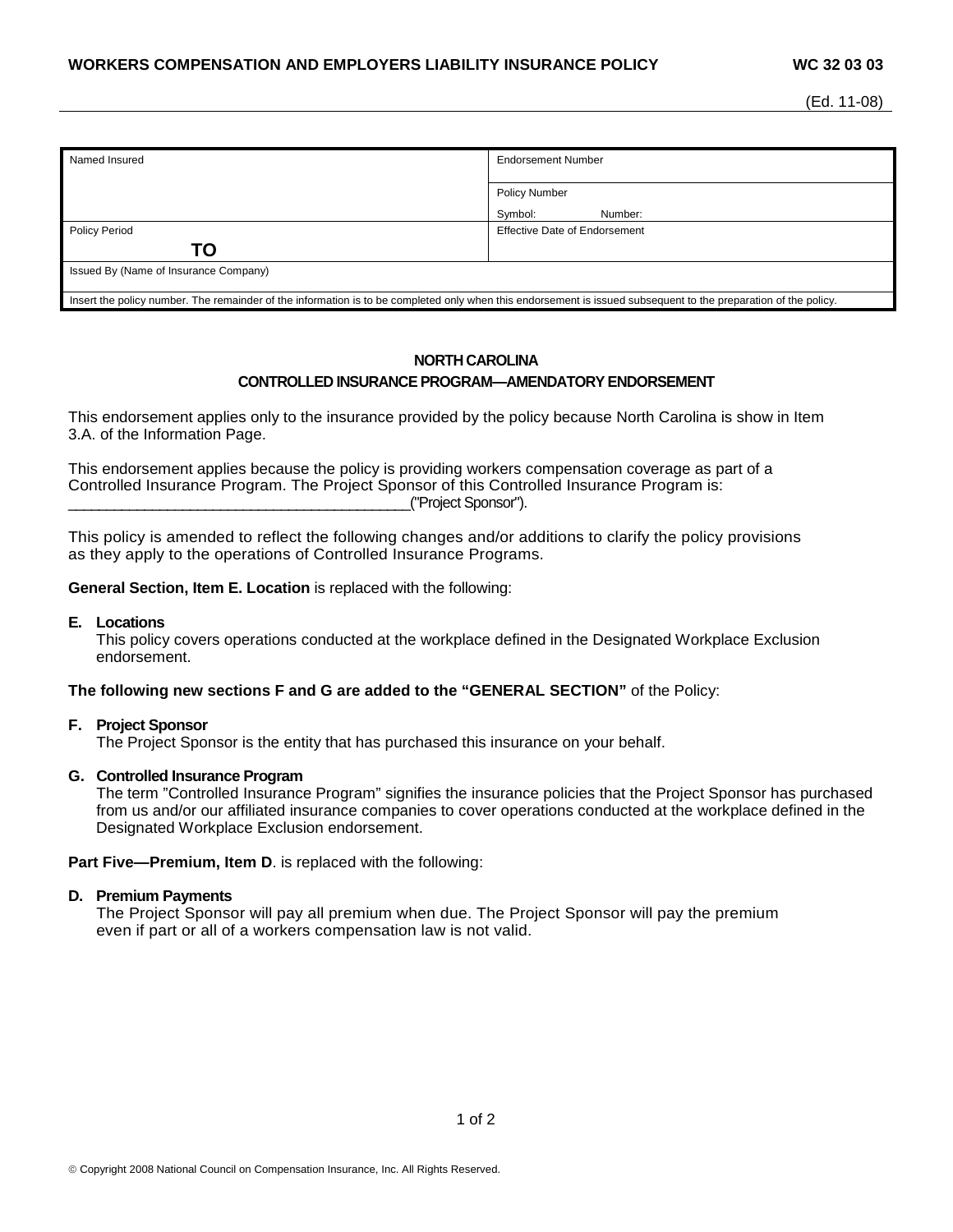**WORKERS COMPENSATION AND EMPLOYERS LIABILITY INSURANCE POLICY** **WC 32 03 03**

(Ed. 11-08)

| Named Insured | Endorsement Number |
|---|---|
| | Policy Number<br>Symbol: Number: |
| Policy Period<br>TO | Effective Date of Endorsement |
| Issued By (Name of Insurance Company) | |
| Insert the policy number. The remainder of the information is to be completed only when this endorsement is issued subsequent to the preparation of the policy. | |

## NORTH CAROLINA
## CONTROLLED INSURANCE PROGRAM—AMENDATORY ENDORSEMENT

This endorsement applies only to the insurance provided by the policy because North Carolina is show in Item 3.A. of the Information Page.

This endorsement applies because the policy is providing workers compensation coverage as part of a Controlled Insurance Program. The Project Sponsor of this Controlled Insurance Program is: ________________________________________("Project Sponsor").

This policy is amended to reflect the following changes and/or additions to clarify the policy provisions as they apply to the operations of Controlled Insurance Programs.

**General Section, Item E. Location** is replaced with the following:

**E. Locations**
This policy covers operations conducted at the workplace defined in the Designated Workplace Exclusion endorsement.

**The following new sections F and G are added to the "GENERAL SECTION"** of the Policy:

**F. Project Sponsor**
The Project Sponsor is the entity that has purchased this insurance on your behalf.

**G. Controlled Insurance Program**
The term "Controlled Insurance Program" signifies the insurance policies that the Project Sponsor has purchased from us and/or our affiliated insurance companies to cover operations conducted at the workplace defined in the Designated Workplace Exclusion endorsement.

**Part Five—Premium, Item D**. is replaced with the following:

**D. Premium Payments**
The Project Sponsor will pay all premium when due. The Project Sponsor will pay the premium even if part or all of a workers compensation law is not valid.

© Copyright 2008 National Council on Compensation Insurance, Inc. All Rights Reserved.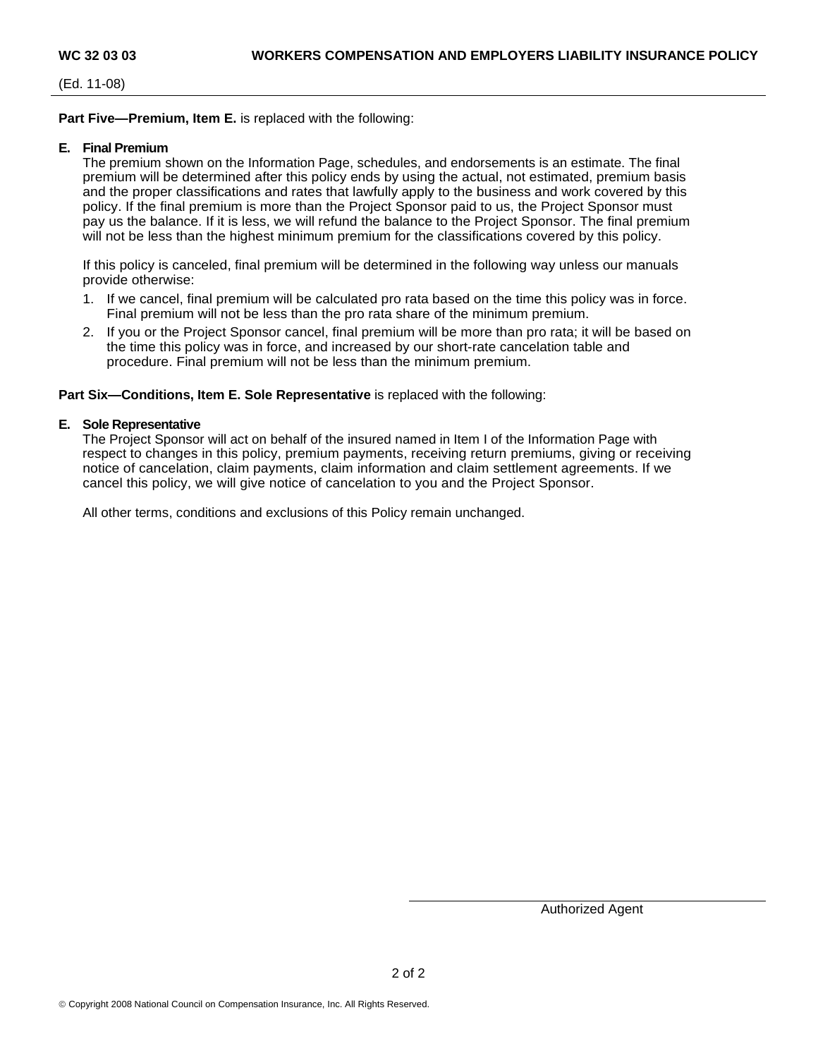**Part Five—Premium, Item E.** is replaced with the following:

**E. Final Premium**

The premium shown on the Information Page, schedules, and endorsements is an estimate. The final premium will be determined after this policy ends by using the actual, not estimated, premium basis and the proper classifications and rates that lawfully apply to the business and work covered by this policy. If the final premium is more than the Project Sponsor paid to us, the Project Sponsor must pay us the balance. If it is less, we will refund the balance to the Project Sponsor. The final premium will not be less than the highest minimum premium for the classifications covered by this policy.

If this policy is canceled, final premium will be determined in the following way unless our manuals provide otherwise:

1. If we cancel, final premium will be calculated pro rata based on the time this policy was in force. Final premium will not be less than the pro rata share of the minimum premium.
2. If you or the Project Sponsor cancel, final premium will be more than pro rata; it will be based on the time this policy was in force, and increased by our short-rate cancelation table and procedure. Final premium will not be less than the minimum premium.

**Part Six—Conditions, Item E. Sole Representative** is replaced with the following:

**E. Sole Representative**

The Project Sponsor will act on behalf of the insured named in Item I of the Information Page with respect to changes in this policy, premium payments, receiving return premiums, giving or receiving notice of cancelation, claim payments, claim information and claim settlement agreements. If we cancel this policy, we will give notice of cancelation to you and the Project Sponsor.

All other terms, conditions and exclusions of this Policy remain unchanged.

Authorized Agent